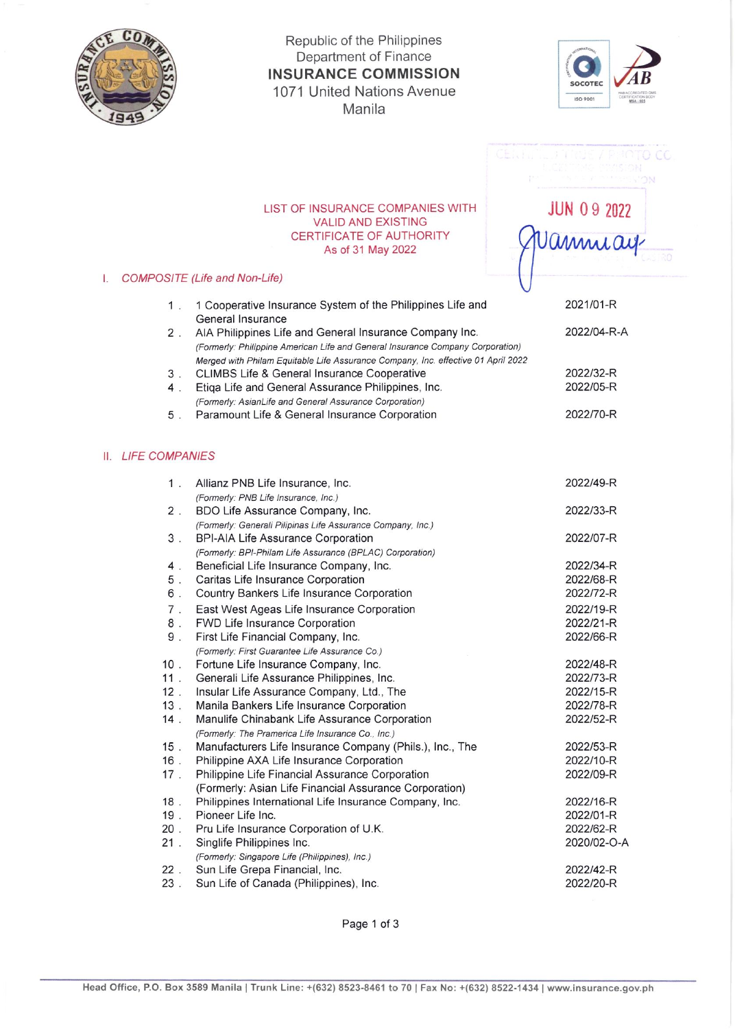Republic of the Philippines
Department of Finance
**INSURANCE COMMISSION**
1071 United Nations Avenue
Manila

JUN 09 2022

## LIST OF INSURANCE COMPANIES WITH VALID AND EXISTING CERTIFICATE OF AUTHORITY
### As of 31 May 2022

### I. *COMPOSITE (Life and Non-Life)*

| No. | Company | Certificate No. |
|---|---|---|
| 1. | 1 Cooperative Insurance System of the Philippines Life and General Insurance | 2021/01-R |
| 2. | AIA Philippines Life and General Insurance Company Inc. *(Formerly: Philippine American Life and General Insurance Company Corporation) Merged with Philam Equitable Life Assurance Company, Inc. effective 01 April 2022* | 2022/04-R-A |
| 3. | CLIMBS Life & General Insurance Cooperative | 2022/32-R |
| 4. | Etiqa Life and General Assurance Philippines, Inc. *(Formerly: AsianLife and General Assurance Corporation)* | 2022/05-R |
| 5. | Paramount Life & General Insurance Corporation | 2022/70-R |

### II. *LIFE COMPANIES*

| No. | Company | Certificate No. |
|---|---|---|
| 1. | Allianz PNB Life Insurance, Inc. *(Formerly: PNB Life Insurance, Inc.)* | 2022/49-R |
| 2. | BDO Life Assurance Company, Inc. *(Formerly: Generali Pilipinas Life Assurance Company, Inc.)* | 2022/33-R |
| 3. | BPI-AIA Life Assurance Corporation *(Formerly: BPI-Philam Life Assurance (BPLAC) Corporation)* | 2022/07-R |
| 4. | Beneficial Life Insurance Company, Inc. | 2022/34-R |
| 5. | Caritas Life Insurance Corporation | 2022/68-R |
| 6. | Country Bankers Life Insurance Corporation | 2022/72-R |
| 7. | East West Ageas Life Insurance Corporation | 2022/19-R |
| 8. | FWD Life Insurance Corporation | 2022/21-R |
| 9. | First Life Financial Company, Inc. *(Formerly: First Guarantee Life Assurance Co.)* | 2022/66-R |
| 10. | Fortune Life Insurance Company, Inc. | 2022/48-R |
| 11. | Generali Life Assurance Philippines, Inc. | 2022/73-R |
| 12. | Insular Life Assurance Company, Ltd., The | 2022/15-R |
| 13. | Manila Bankers Life Insurance Corporation | 2022/78-R |
| 14. | Manulife Chinabank Life Assurance Corporation *(Formerly: The Prmerica Life Insurance Co., Inc.)* | 2022/52-R |
| 15. | Manufacturers Life Insurance Company (Phils.), Inc., The | 2022/53-R |
| 16. | Philippine AXA Life Insurance Corporation | 2022/10-R |
| 17. | Philippine Life Financial Assurance Corporation (Formerly: Asian Life Financial Assurance Corporation) | 2022/09-R |
| 18. | Philippines International Life Insurance Company, Inc. | 2022/16-R |
| 19. | Pioneer Life Inc. | 2022/01-R |
| 20. | Pru Life Insurance Corporation of U.K. | 2022/62-R |
| 21. | Singlife Philippines Inc. *(Formerly: Singapore Life (Philippines), Inc.)* | 2020/02-O-A |
| 22. | Sun Life Grepa Financial, Inc. | 2022/42-R |
| 23. | Sun Life of Canada (Philippines), Inc. | 2022/20-R |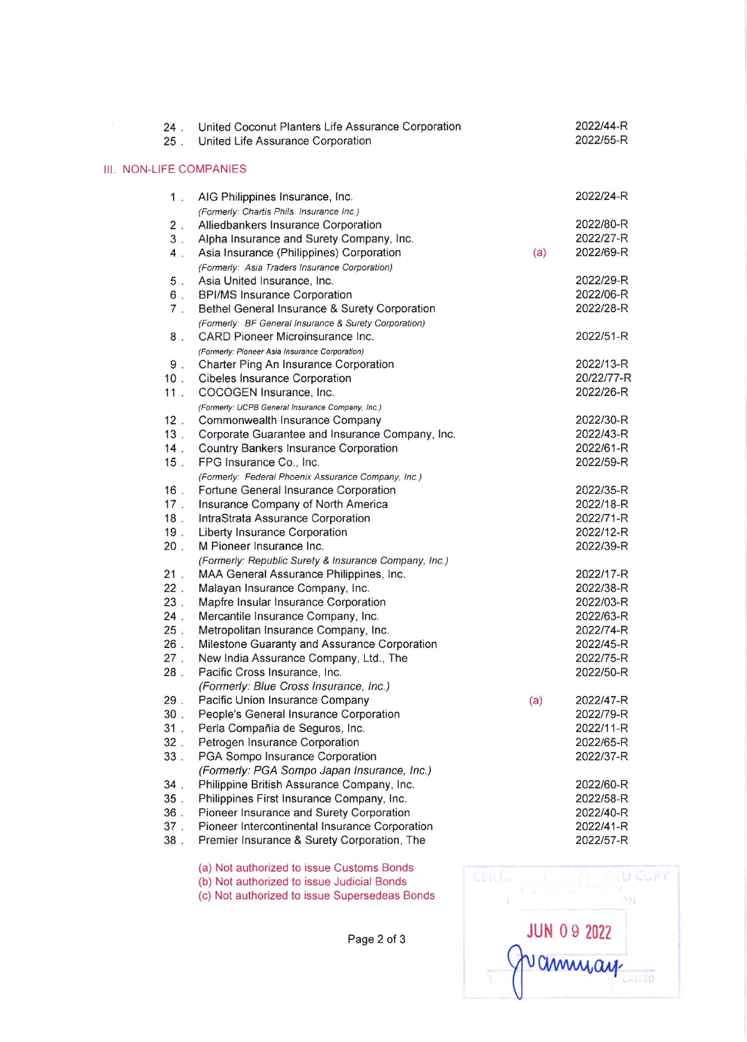24 . United Coconut Planters Life Assurance Corporation — 2022/44-R
25 . United Life Assurance Corporation — 2022/55-R

## III. NON-LIFE COMPANIES

| No. | Company | Note | Certificate No. |
|---|---|---|---|
| 1 . | AIG Philippines Insurance, Inc. *(Formerly: Chartis Phils. Insurance Inc.)* | | 2022/24-R |
| 2 . | Alliedbankers Insurance Corporation | | 2022/80-R |
| 3 . | Alpha Insurance and Surety Company, Inc. | | 2022/27-R |
| 4 . | Asia Insurance (Philippines) Corporation *(Formerly: Asia Traders Insurance Corporation)* | (a) | 2022/69-R |
| 5 . | Asia United Insurance, Inc. | | 2022/29-R |
| 6 . | BPI/MS Insurance Corporation | | 2022/06-R |
| 7 . | Bethel General Insurance & Surety Corporation *(Formerly: BF General Insurance & Surety Corporation)* | | 2022/28-R |
| 8 . | CARD Pioneer Microinsurance Inc. *(Formerly: Pioneer Asia Insurance Corporation)* | | 2022/51-R |
| 9 . | Charter Ping An Insurance Corporation | | 2022/13-R |
| 10 . | Cibeles Insurance Corporation | | 20/22/77-R |
| 11 . | COCOGEN Insurance, Inc. *(Formerly: UCPB General Insurance Company, Inc.)* | | 2022/26-R |
| 12 . | Commonwealth Insurance Company | | 2022/30-R |
| 13 . | Corporate Guarantee and Insurance Company, Inc. | | 2022/43-R |
| 14 . | Country Bankers Insurance Corporation | | 2022/61-R |
| 15 . | FPG Insurance Co., Inc. *(Formerly: Federal Phoenix Assurance Company, Inc.)* | | 2022/59-R |
| 16 . | Fortune General Insurance Corporation | | 2022/35-R |
| 17 . | Insurance Company of North America | | 2022/18-R |
| 18 . | IntraStrata Assurance Corporation | | 2022/71-R |
| 19 . | Liberty Insurance Corporation | | 2022/12-R |
| 20 . | M Pioneer Insurance Inc. *(Formerly: Republic Surety & Insurance Company, Inc.)* | | 2022/39-R |
| 21 . | MAA General Assurance Philippines, Inc. | | 2022/17-R |
| 22 . | Malayan Insurance Company, Inc. | | 2022/38-R |
| 23 . | Mapfre Insular Insurance Corporation | | 2022/03-R |
| 24 . | Mercantile Insurance Company, Inc. | | 2022/63-R |
| 25 . | Metropolitan Insurance Company, Inc. | | 2022/74-R |
| 26 . | Milestone Guaranty and Assurance Corporation | | 2022/45-R |
| 27 . | New India Assurance Company, Ltd., The | | 2022/75-R |
| 28 . | Pacific Cross Insurance, Inc. *(Formerly: Blue Cross Insurance, Inc.)* | | 2022/50-R |
| 29 . | Pacific Union Insurance Company | (a) | 2022/47-R |
| 30 . | People's General Insurance Corporation | | 2022/79-R |
| 31 . | Perla Compañia de Seguros, Inc. | | 2022/11-R |
| 32 . | Petrogen Insurance Corporation | | 2022/65-R |
| 33 . | PGA Sompo Insurance Corporation *(Formerly: PGA Sompo Japan Insurance, Inc.)* | | 2022/37-R |
| 34 . | Philippine British Assurance Company, Inc. | | 2022/60-R |
| 35 . | Philippines First Insurance Company, Inc. | | 2022/58-R |
| 36 . | Pioneer Insurance and Surety Corporation | | 2022/40-R |
| 37 . | Pioneer Intercontinental Insurance Corporation | | 2022/41-R |
| 38 . | Premier Insurance & Surety Corporation, The | | 2022/57-R |

(a) Not authorized to issue Customs Bonds
(b) Not authorized to issue Judicial Bonds
(c) Not authorized to issue Supersedeas Bonds

JUN 09 2022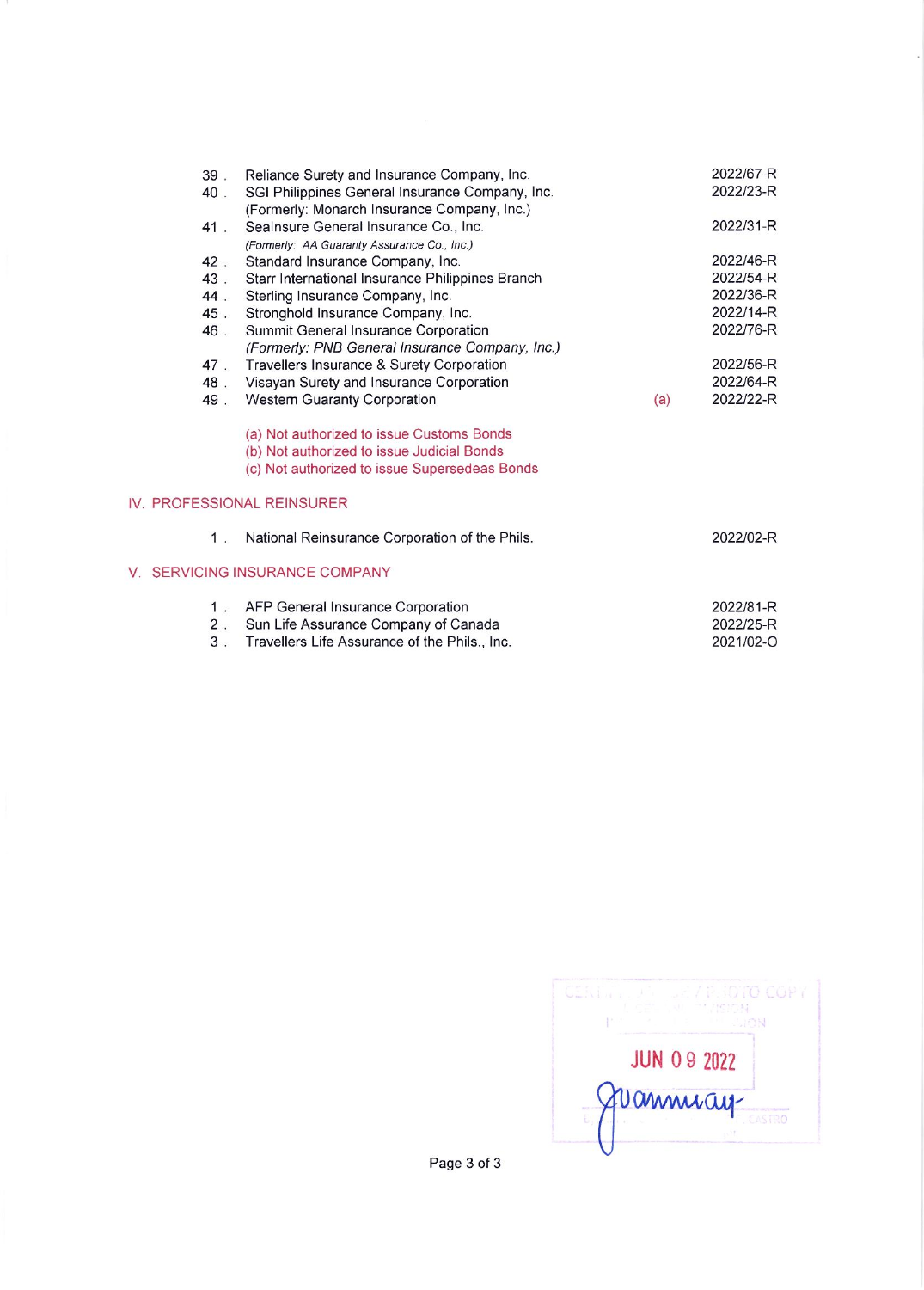| | | | |
|---|---|---|---|
| 39 . | Reliance Surety and Insurance Company, Inc. | | 2022/67-R |
| 40 . | SGI Philippines General Insurance Company, Inc. (Formerly: Monarch Insurance Company, Inc.) | | 2022/23-R |
| 41 . | SeaInsure General Insurance Co., Inc. *(Formerly: AA Guaranty Assurance Co., Inc.)* | | 2022/31-R |
| 42 . | Standard Insurance Company, Inc. | | 2022/46-R |
| 43 . | Starr International Insurance Philippines Branch | | 2022/54-R |
| 44 . | Sterling Insurance Company, Inc. | | 2022/36-R |
| 45 . | Stronghold Insurance Company, Inc. | | 2022/14-R |
| 46 . | Summit General Insurance Corporation *(Formerly: PNB General Insurance Company, Inc.)* | | 2022/76-R |
| 47 . | Travellers Insurance & Surety Corporation | | 2022/56-R |
| 48 . | Visayan Surety and Insurance Corporation | | 2022/64-R |
| 49 . | Western Guaranty Corporation | (a) | 2022/22-R |

(a) Not authorized to issue Customs Bonds
(b) Not authorized to issue Judicial Bonds
(c) Not authorized to issue Supersedeas Bonds

## IV. PROFESSIONAL REINSURER

| | | |
|---|---|---|
| 1 . | National Reinsurance Corporation of the Phils. | 2022/02-R |

## V. SERVICING INSURANCE COMPANY

| | | |
|---|---|---|
| 1 . | AFP General Insurance Corporation | 2022/81-R |
| 2 . | Sun Life Assurance Company of Canada | 2022/25-R |
| 3 . | Travellers Life Assurance of the Phils., Inc. | 2021/02-O |

CERTIFIED PHOTO COPY

JUN 09 2022